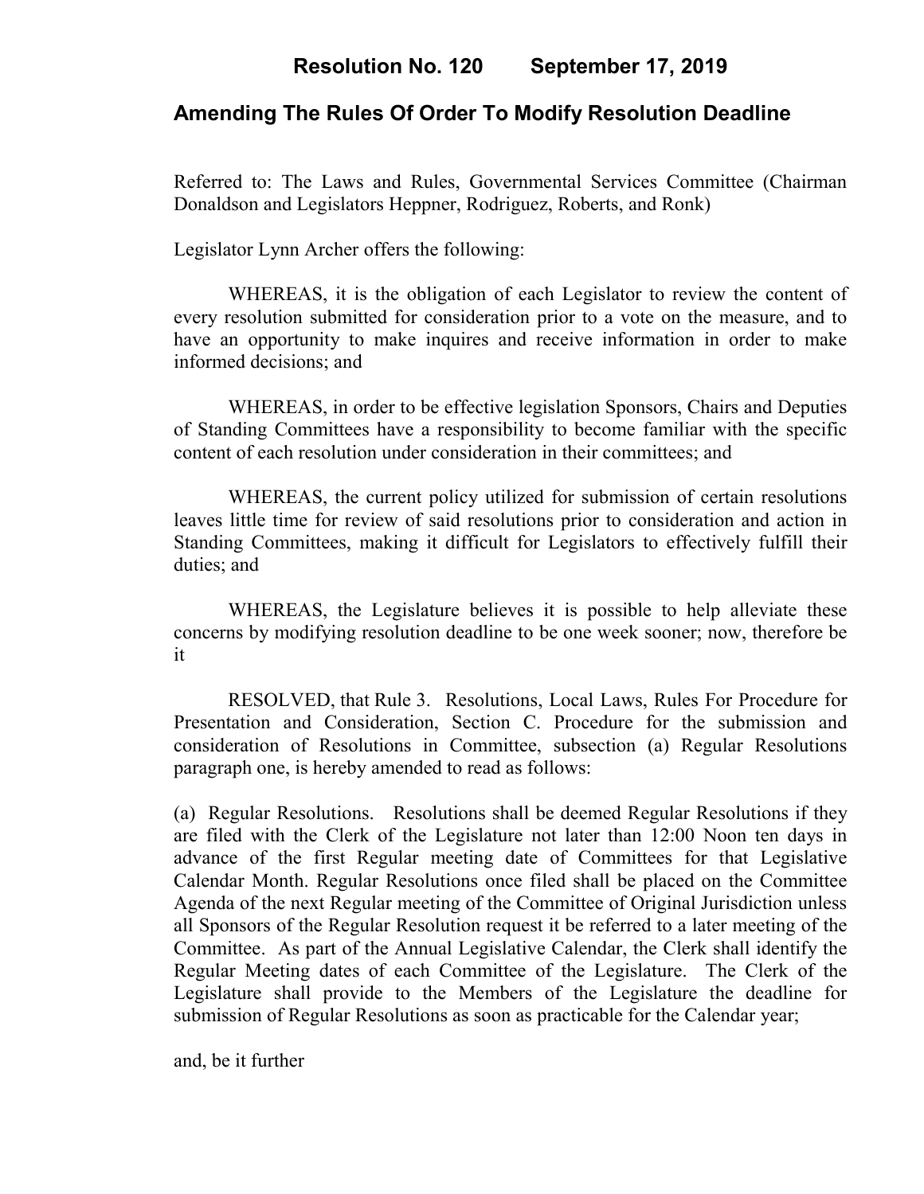# Resolution No. 120 September 17, 2019

## Amending The Rules Of Order To Modify Resolution Deadline

Referred to: The Laws and Rules, Governmental Services Committee (Chairman Donaldson and Legislators Heppner, Rodriguez, Roberts, and Ronk)

Legislator Lynn Archer offers the following:

WHEREAS, it is the obligation of each Legislator to review the content of every resolution submitted for consideration prior to a vote on the measure, and to have an opportunity to make inquires and receive information in order to make informed decisions; and

WHEREAS, in order to be effective legislation Sponsors, Chairs and Deputies of Standing Committees have a responsibility to become familiar with the specific content of each resolution under consideration in their committees; and

WHEREAS, the current policy utilized for submission of certain resolutions leaves little time for review of said resolutions prior to consideration and action in Standing Committees, making it difficult for Legislators to effectively fulfill their duties; and

WHEREAS, the Legislature believes it is possible to help alleviate these concerns by modifying resolution deadline to be one week sooner; now, therefore be it

RESOLVED, that Rule 3. Resolutions, Local Laws, Rules For Procedure for Presentation and Consideration, Section C. Procedure for the submission and consideration of Resolutions in Committee, subsection (a) Regular Resolutions paragraph one, is hereby amended to read as follows:

(a) Regular Resolutions. Resolutions shall be deemed Regular Resolutions if they are filed with the Clerk of the Legislature not later than 12:00 Noon ten days in advance of the first Regular meeting date of Committees for that Legislative Calendar Month. Regular Resolutions once filed shall be placed on the Committee Agenda of the next Regular meeting of the Committee of Original Jurisdiction unless all Sponsors of the Regular Resolution request it be referred to a later meeting of the Committee. As part of the Annual Legislative Calendar, the Clerk shall identify the Regular Meeting dates of each Committee of the Legislature. The Clerk of the Legislature shall provide to the Members of the Legislature the deadline for submission of Regular Resolutions as soon as practicable for the Calendar year;

and, be it further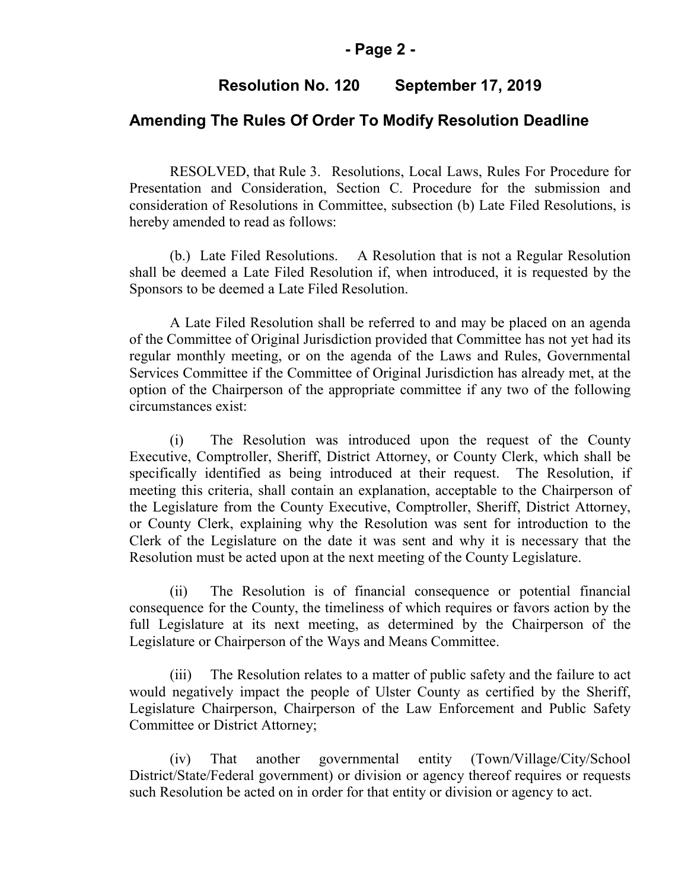## Resolution No. 120 September 17, 2019

## Amending The Rules Of Order To Modify Resolution Deadline

RESOLVED, that Rule 3. Resolutions, Local Laws, Rules For Procedure for Presentation and Consideration, Section C. Procedure for the submission and consideration of Resolutions in Committee, subsection (b) Late Filed Resolutions, is hereby amended to read as follows:

(b.) Late Filed Resolutions. A Resolution that is not a Regular Resolution shall be deemed a Late Filed Resolution if, when introduced, it is requested by the Sponsors to be deemed a Late Filed Resolution.

A Late Filed Resolution shall be referred to and may be placed on an agenda of the Committee of Original Jurisdiction provided that Committee has not yet had its regular monthly meeting, or on the agenda of the Laws and Rules, Governmental Services Committee if the Committee of Original Jurisdiction has already met, at the option of the Chairperson of the appropriate committee if any two of the following circumstances exist:

(i) The Resolution was introduced upon the request of the County Executive, Comptroller, Sheriff, District Attorney, or County Clerk, which shall be specifically identified as being introduced at their request. The Resolution, if meeting this criteria, shall contain an explanation, acceptable to the Chairperson of the Legislature from the County Executive, Comptroller, Sheriff, District Attorney, or County Clerk, explaining why the Resolution was sent for introduction to the Clerk of the Legislature on the date it was sent and why it is necessary that the Resolution must be acted upon at the next meeting of the County Legislature.

(ii) The Resolution is of financial consequence or potential financial consequence for the County, the timeliness of which requires or favors action by the full Legislature at its next meeting, as determined by the Chairperson of the Legislature or Chairperson of the Ways and Means Committee.

(iii) The Resolution relates to a matter of public safety and the failure to act would negatively impact the people of Ulster County as certified by the Sheriff, Legislature Chairperson, Chairperson of the Law Enforcement and Public Safety Committee or District Attorney;

(iv) That another governmental entity (Town/Village/City/School District/State/Federal government) or division or agency thereof requires or requests such Resolution be acted on in order for that entity or division or agency to act.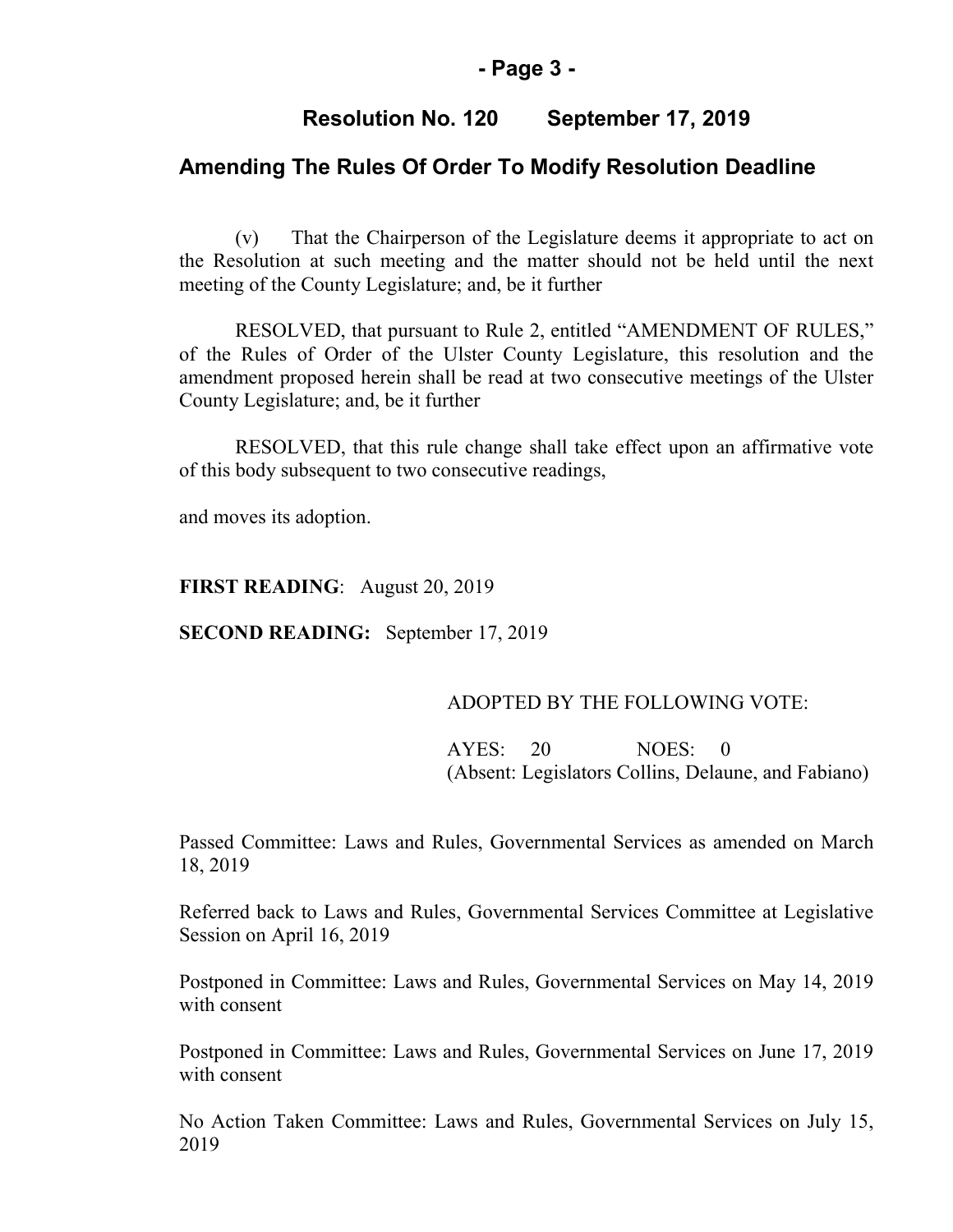## Resolution No. 120 September 17, 2019

## Amending The Rules Of Order To Modify Resolution Deadline

(v) That the Chairperson of the Legislature deems it appropriate to act on the Resolution at such meeting and the matter should not be held until the next meeting of the County Legislature; and, be it further

RESOLVED, that pursuant to Rule 2, entitled "AMENDMENT OF RULES," of the Rules of Order of the Ulster County Legislature, this resolution and the amendment proposed herein shall be read at two consecutive meetings of the Ulster County Legislature; and, be it further

RESOLVED, that this rule change shall take effect upon an affirmative vote of this body subsequent to two consecutive readings,

and moves its adoption.

**FIRST READING**: August 20, 2019

**SECOND READING:** September 17, 2019

ADOPTED BY THE FOLLOWING VOTE:

AYES: 20 NOES: 0
(Absent: Legislators Collins, Delaune, and Fabiano)

Passed Committee: Laws and Rules, Governmental Services as amended on March 18, 2019

Referred back to Laws and Rules, Governmental Services Committee at Legislative Session on April 16, 2019

Postponed in Committee: Laws and Rules, Governmental Services on May 14, 2019 with consent

Postponed in Committee: Laws and Rules, Governmental Services on June 17, 2019 with consent

No Action Taken Committee: Laws and Rules, Governmental Services on July 15, 2019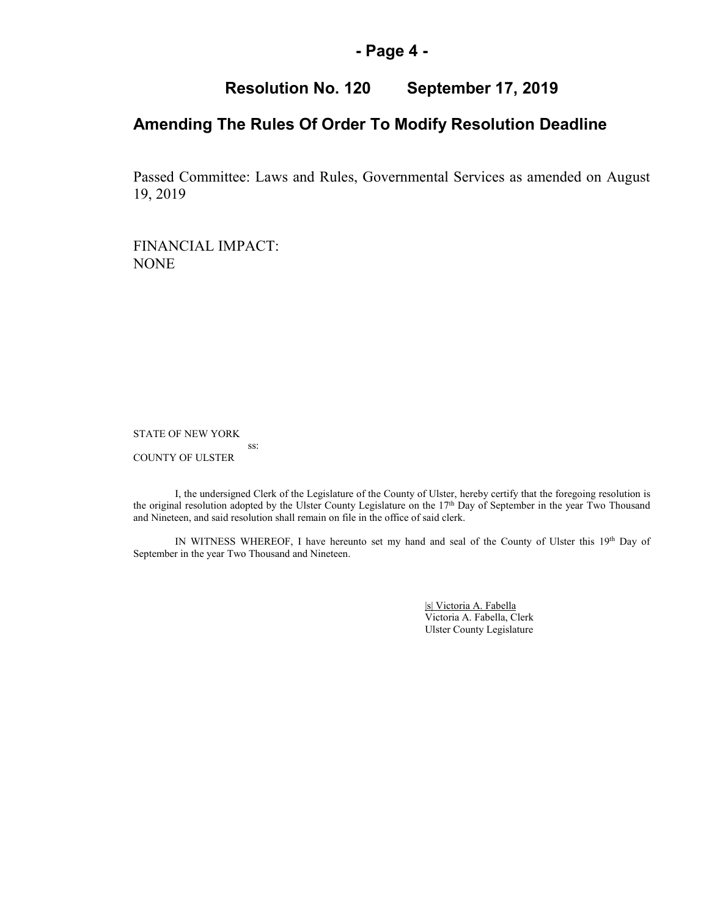## Resolution No. 120 September 17, 2019

## Amending The Rules Of Order To Modify Resolution Deadline

Passed Committee: Laws and Rules, Governmental Services as amended on August 19, 2019

FINANCIAL IMPACT:
NONE

STATE OF NEW YORK
ss:
COUNTY OF ULSTER

I, the undersigned Clerk of the Legislature of the County of Ulster, hereby certify that the foregoing resolution is the original resolution adopted by the Ulster County Legislature on the 17th Day of September in the year Two Thousand and Nineteen, and said resolution shall remain on file in the office of said clerk.

IN WITNESS WHEREOF, I have hereunto set my hand and seal of the County of Ulster this 19th Day of September in the year Two Thousand and Nineteen.

|s| Victoria A. Fabella
Victoria A. Fabella, Clerk
Ulster County Legislature